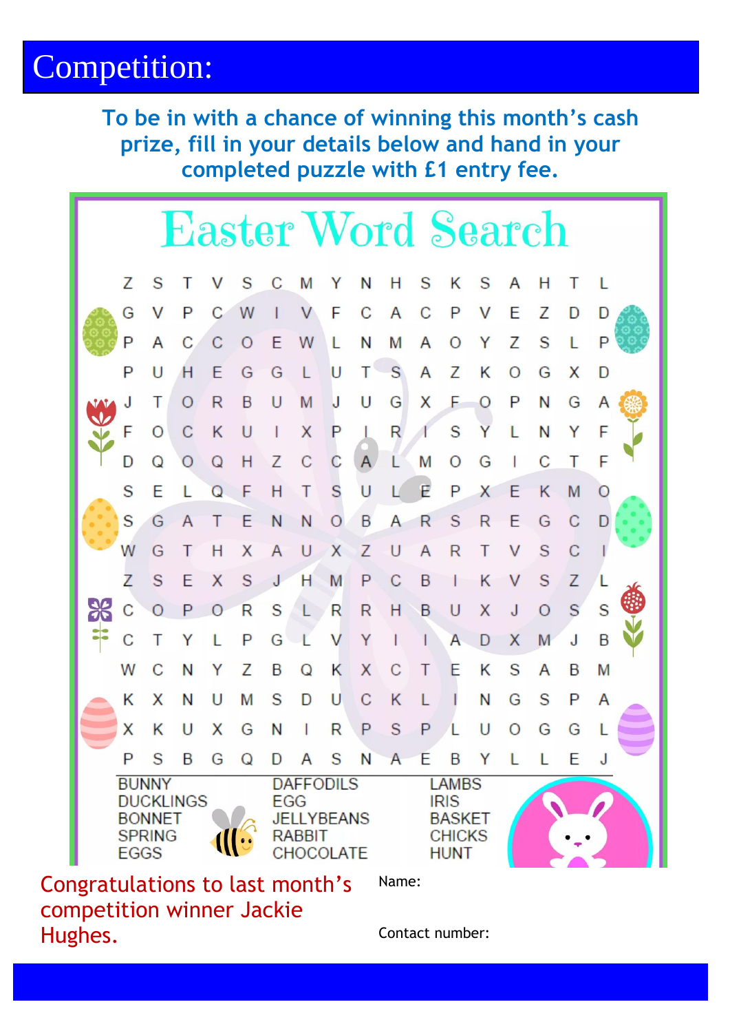# Competition:

**To be in with a chance of winning this month's cash prize, fill in your details below and hand in your completed puzzle with £1 entry fee.**

## Easter Word Search

| | | | | | | | | | | | | | | | | |
|---|---|---|---|---|---|---|---|---|---|---|---|---|---|---|---|---|
| Z | S | T | V | S | C | M | Y | N | H | S | K | S | A | H | T | L |
| G | V | P | C | W | I | V | F | C | A | C | P | V | E | Z | D | D |
| P | A | C | C | O | E | W | L | N | M | A | O | Y | Z | S | L | P |
| P | U | H | E | G | G | L | U | T | S | A | Z | K | O | G | X | D |
| J | T | O | R | B | U | M | J | U | G | X | F | O | P | N | G | A |
| F | O | C | K | U | I | X | P | I | R | I | S | Y | L | N | Y | F |
| D | Q | O | Q | H | Z | C | C | A | L | M | O | G | I | C | T | F |
| S | E | L | Q | F | H | T | S | U | L | E | P | X | E | K | M | O |
| S | G | A | T | E | N | N | O | B | A | R | S | R | E | G | C | D |
| W | G | T | H | X | A | U | X | Z | U | A | R | T | V | S | C | I |
| Z | S | E | X | S | J | H | M | P | C | B | I | K | V | S | Z | L |
| C | O | P | O | R | S | L | R | R | H | B | U | X | J | O | S | S |
| C | T | Y | L | P | G | L | V | Y | I | I | A | D | X | M | J | B |
| W | C | N | Y | Z | B | Q | K | X | C | T | E | K | S | A | B | M |
| K | X | N | U | M | S | D | U | C | K | L | I | N | G | S | P | A |
| X | K | U | X | G | N | I | R | P | S | P | L | U | O | G | G | L |
| P | S | B | G | Q | D | A | S | N | A | E | B | Y | L | L | E | J |

BUNNY
DUCKLINGS
BONNET
SPRING
EGGS

DAFFODILS
EGG
JELLYBEANS
RABBIT
CHOCOLATE

LAMBS
IRIS
BASKET
CHICKS
HUNT

Congratulations to last month's competition winner Jackie Hughes.

Name:

Contact number: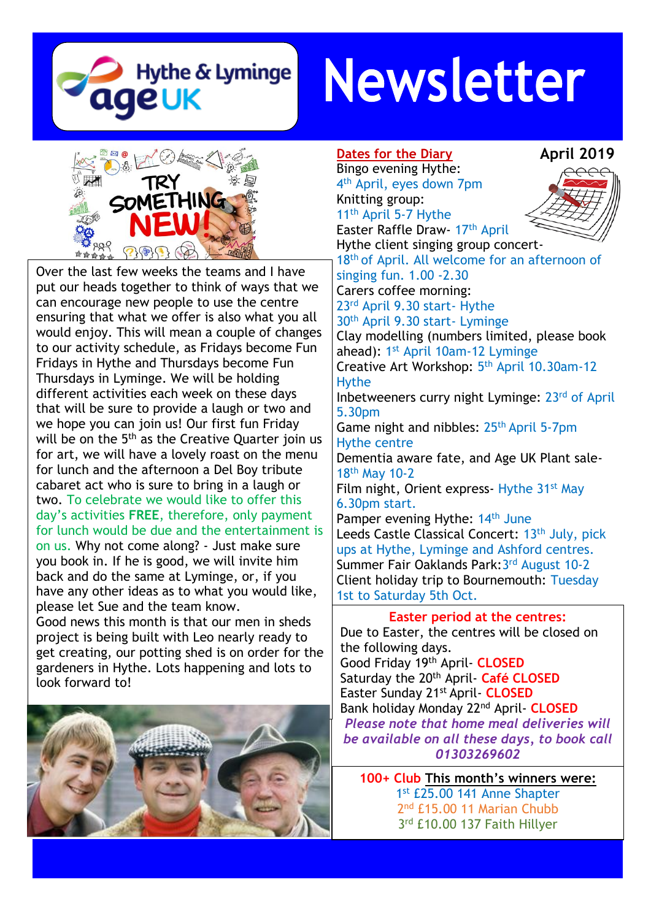# Hythe & Lyminge Age UK Newsletter

Over the last few weeks the teams and I have put our heads together to think of ways that we can encourage new people to use the centre ensuring that what we offer is also what you all would enjoy. This will mean a couple of changes to our activity schedule, as Fridays become Fun Fridays in Hythe and Thursdays become Fun Thursdays in Lyminge. We will be holding different activities each week on these days that will be sure to provide a laugh or two and we hope you can join us! Our first fun Friday will be on the 5th as the Creative Quarter join us for art, we will have a lovely roast on the menu for lunch and the afternoon a Del Boy tribute cabaret act who is sure to bring in a laugh or two. To celebrate we would like to offer this day's activities **FREE**, therefore, only payment for lunch would be due and the entertainment is on us. Why not come along? - Just make sure you book in. If he is good, we will invite him back and do the same at Lyminge, or, if you have any other ideas as to what you would like, please let Sue and the team know.

Good news this month is that our men in sheds project is being built with Leo nearly ready to get creating, our potting shed is on order for the gardeners in Hythe. Lots happening and lots to look forward to!

## Dates for the Diary

**April 2019**

Bingo evening Hythe:
4th April, eyes down 7pm

Knitting group:
11th April 5-7 Hythe

Easter Raffle Draw- 17th April

Hythe client singing group concert-
18th of April. All welcome for an afternoon of singing fun. 1.00 -2.30

Carers coffee morning:
23rd April 9.30 start- Hythe
30th April 9.30 start- Lyminge

Clay modelling (numbers limited, please book ahead): 1st April 10am-12 Lyminge

Creative Art Workshop: 5th April 10.30am-12 Hythe

Inbetweeners curry night Lyminge: 23rd of April 5.30pm

Game night and nibbles: 25th April 5-7pm Hythe centre

Dementia aware fate, and Age UK Plant sale- 18th May 10-2

Film night, Orient express- Hythe 31st May 6.30pm start.

Pamper evening Hythe: 14th June

Leeds Castle Classical Concert: 13th July, pick ups at Hythe, Lyminge and Ashford centres.

Summer Fair Oaklands Park: 3rd August 10-2

Client holiday trip to Bournemouth: Tuesday 1st to Saturday 5th Oct.

## Easter period at the centres:

Due to Easter, the centres will be closed on the following days.

Good Friday 19th April- **CLOSED**
Saturday the 20th April- **Café CLOSED**
Easter Sunday 21st April- **CLOSED**
Bank holiday Monday 22nd April- **CLOSED**

***Please note that home meal deliveries will be available on all these days, to book call 01303269602***

## 100+ Club This month's winners were:

1st £25.00 141 Anne Shapter
2nd £15.00 11 Marian Chubb
3rd £10.00 137 Faith Hillyer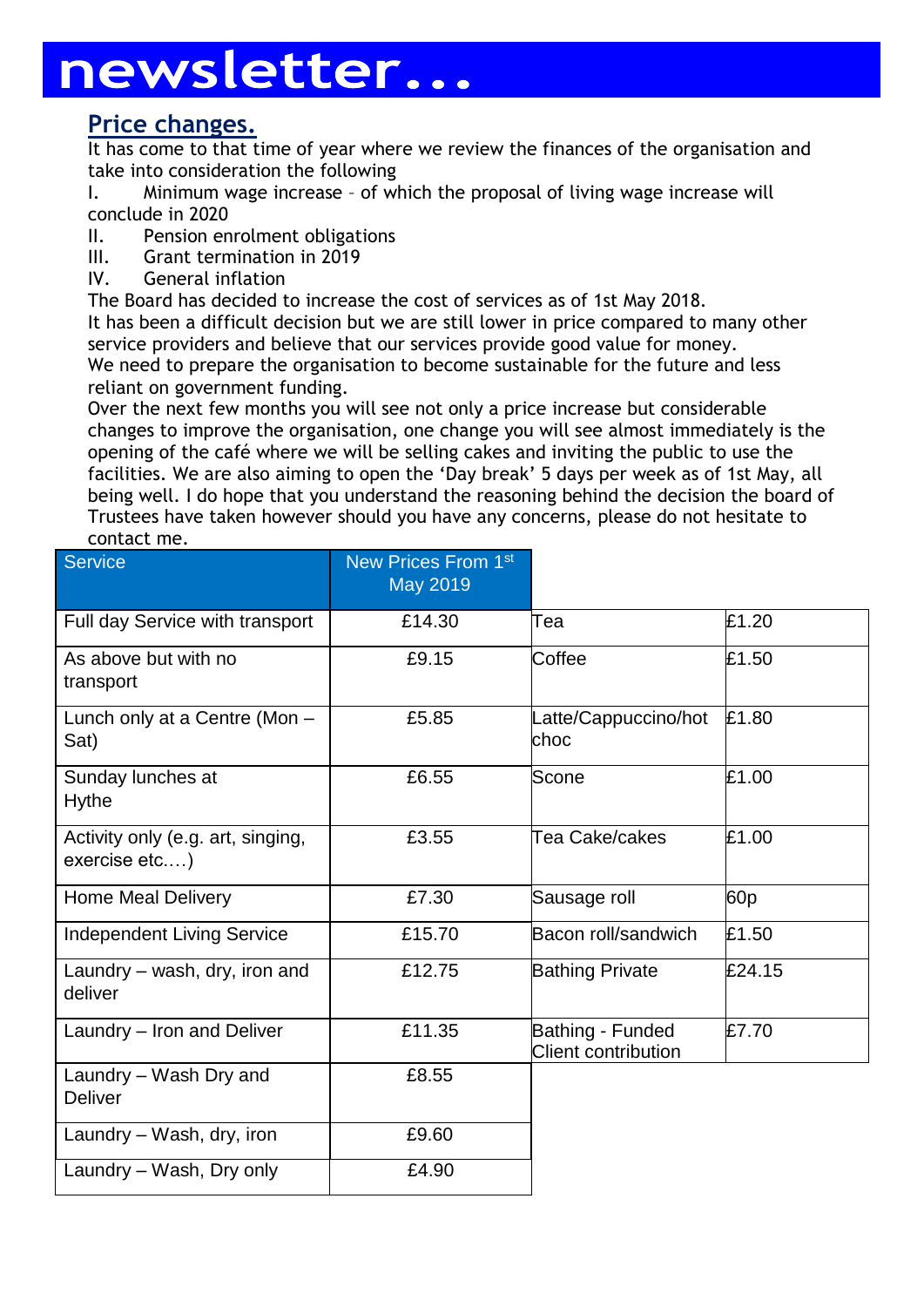# newsletter…

## Price changes.

It has come to that time of year where we review the finances of the organisation and take into consideration the following

I. Minimum wage increase – of which the proposal of living wage increase will conclude in 2020
II. Pension enrolment obligations
III. Grant termination in 2019
IV. General inflation

The Board has decided to increase the cost of services as of 1st May 2018.

It has been a difficult decision but we are still lower in price compared to many other service providers and believe that our services provide good value for money.

We need to prepare the organisation to become sustainable for the future and less reliant on government funding.

Over the next few months you will see not only a price increase but considerable changes to improve the organisation, one change you will see almost immediately is the opening of the café where we will be selling cakes and inviting the public to use the facilities. We are also aiming to open the 'Day break' 5 days per week as of 1st May, all being well. I do hope that you understand the reasoning behind the decision the board of Trustees have taken however should you have any concerns, please do not hesitate to contact me.

| Service | New Prices From 1st May 2019 |
|---|---|
| Full day Service with transport | £14.30 |
| As above but with no transport | £9.15 |
| Lunch only at a Centre (Mon – Sat) | £5.85 |
| Sunday lunches at Hythe | £6.55 |
| Activity only (e.g. art, singing, exercise etc.…) | £3.55 |
| Home Meal Delivery | £7.30 |
| Independent Living Service | £15.70 |
| Laundry – wash, dry, iron and deliver | £12.75 |
| Laundry – Iron and Deliver | £11.35 |
| Laundry – Wash Dry and Deliver | £8.55 |
| Laundry – Wash, dry, iron | £9.60 |
| Laundry – Wash, Dry only | £4.90 |

| | |
|---|---|
| Tea | £1.20 |
| Coffee | £1.50 |
| Latte/Cappuccino/hot choc | £1.80 |
| Scone | £1.00 |
| Tea Cake/cakes | £1.00 |
| Sausage roll | 60p |
| Bacon roll/sandwich | £1.50 |
| Bathing Private | £24.15 |
| Bathing - Funded Client contribution | £7.70 |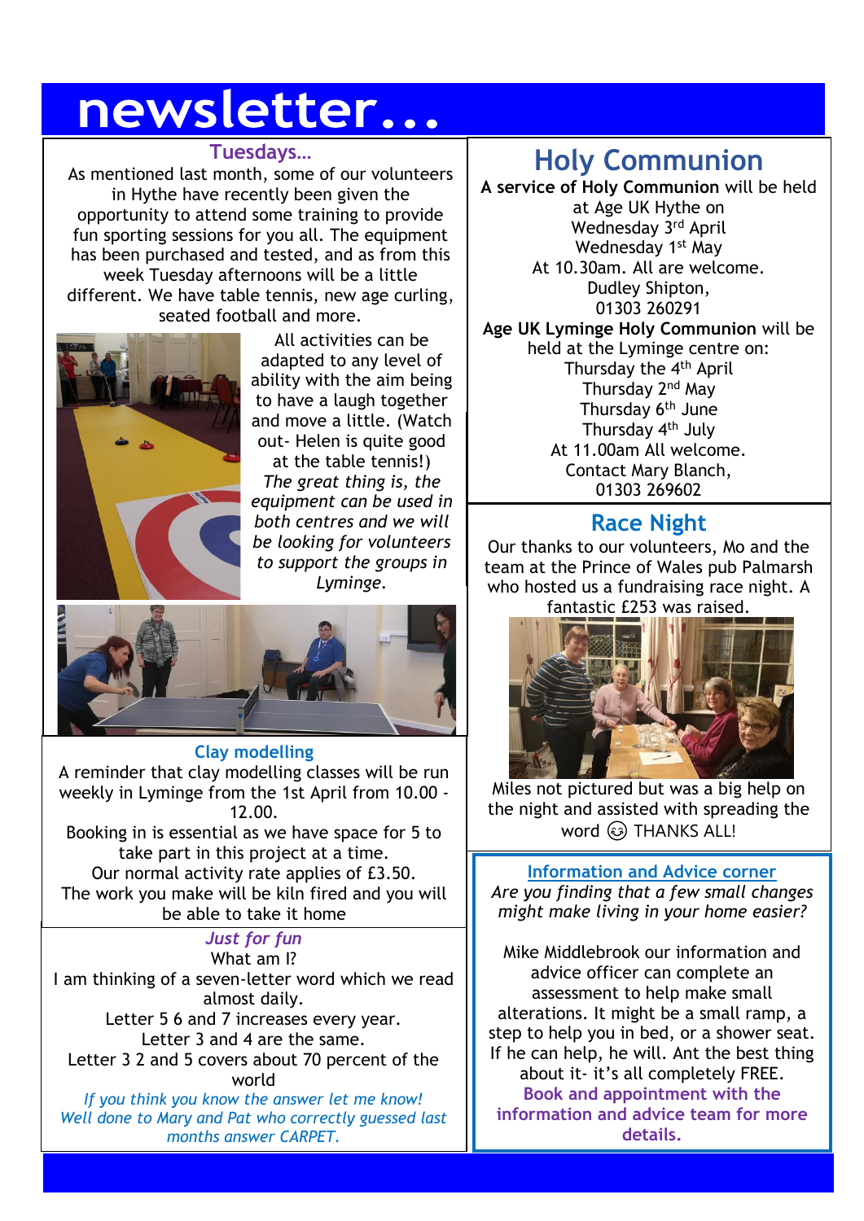# newsletter...

## Tuesdays…

As mentioned last month, some of our volunteers in Hythe have recently been given the opportunity to attend some training to provide fun sporting sessions for you all. The equipment has been purchased and tested, and as from this week Tuesday afternoons will be a little different. We have table tennis, new age curling, seated football and more.

All activities can be adapted to any level of ability with the aim being to have a laugh together and move a little. (Watch out- Helen is quite good at the table tennis!) *The great thing is, the equipment can be used in both centres and we will be looking for volunteers to support the groups in Lyminge.*

## Clay modelling

A reminder that clay modelling classes will be run weekly in Lyminge from the 1st April from 10.00 - 12.00.

Booking in is essential as we have space for 5 to take part in this project at a time.

Our normal activity rate applies of £3.50.

The work you make will be kiln fired and you will be able to take it home

## *Just for fun*

What am I?

I am thinking of a seven-letter word which we read almost daily.

Letter 5 6 and 7 increases every year.

Letter 3 and 4 are the same.

Letter 3 2 and 5 covers about 70 percent of the world

*If you think you know the answer let me know!*

*Well done to Mary and Pat who correctly guessed last months answer CARPET.*

## Holy Communion

**A service of Holy Communion** will be held at Age UK Hythe on
Wednesday 3rd April
Wednesday 1st May
At 10.30am. All are welcome.
Dudley Shipton,
01303 260291

**Age UK Lyminge Holy Communion** will be held at the Lyminge centre on:
Thursday the 4th April
Thursday 2nd May
Thursday 6th June
Thursday 4th July
At 11.00am All welcome.
Contact Mary Blanch,
01303 269602

## Race Night

Our thanks to our volunteers, Mo and the team at the Prince of Wales pub Palmarsh who hosted us a fundraising race night. A fantastic £253 was raised.

Miles not pictured but was a big help on the night and assisted with spreading the word ☺ THANKS ALL!

## Information and Advice corner

*Are you finding that a few small changes might make living in your home easier?*

Mike Middlebrook our information and advice officer can complete an assessment to help make small alterations. It might be a small ramp, a step to help you in bed, or a shower seat. If he can help, he will. Ant the best thing about it- it's all completely FREE.

**Book and appointment with the information and advice team for more details.**